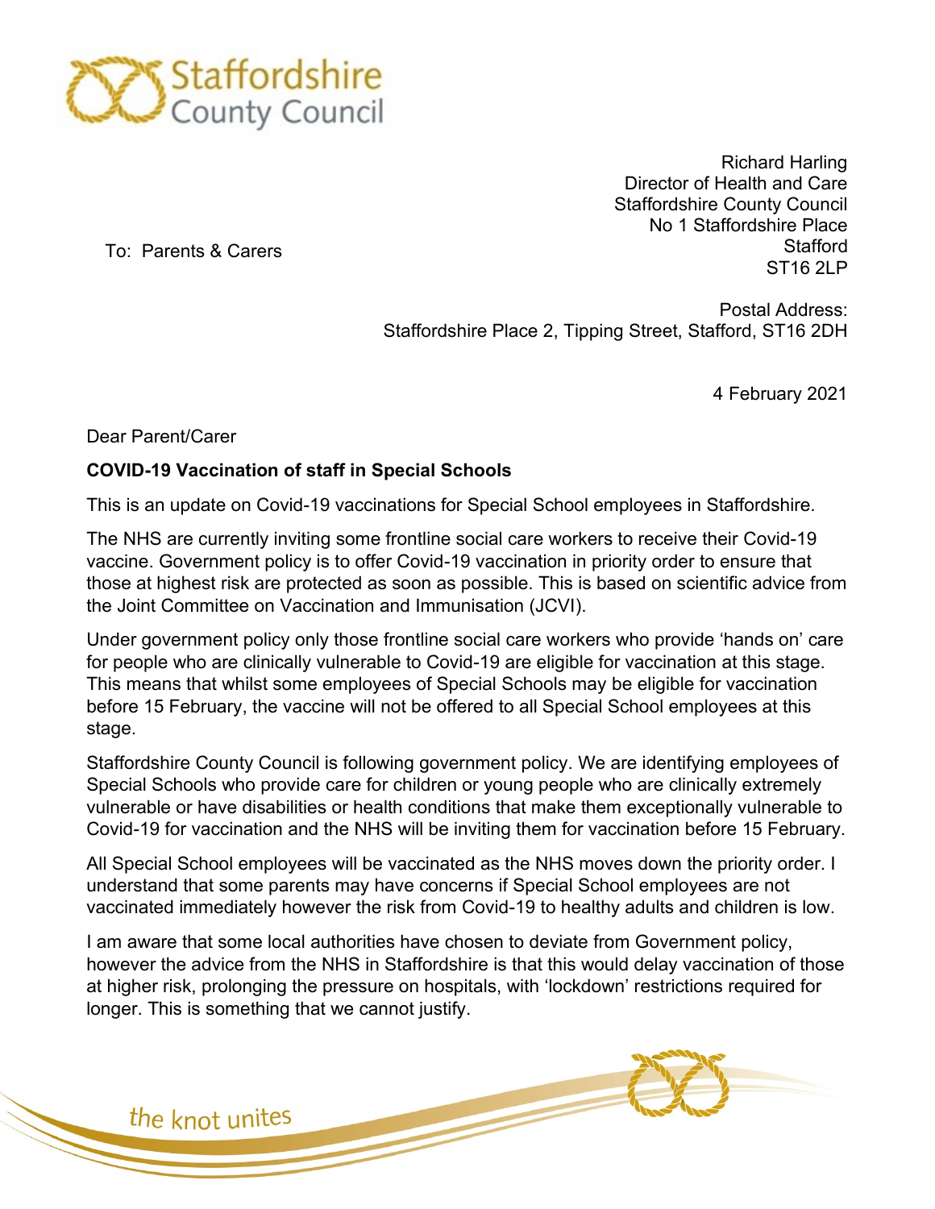Staffordshire County Council

Richard Harling
Director of Health and Care
Staffordshire County Council
No 1 Staffordshire Place
Stafford
ST16 2LP

To: Parents & Carers

Postal Address:
Staffordshire Place 2, Tipping Street, Stafford, ST16 2DH

4 February 2021

Dear Parent/Carer

**COVID-19 Vaccination of staff in Special Schools**

This is an update on Covid-19 vaccinations for Special School employees in Staffordshire.

The NHS are currently inviting some frontline social care workers to receive their Covid-19 vaccine. Government policy is to offer Covid-19 vaccination in priority order to ensure that those at highest risk are protected as soon as possible. This is based on scientific advice from the Joint Committee on Vaccination and Immunisation (JCVI).

Under government policy only those frontline social care workers who provide 'hands on' care for people who are clinically vulnerable to Covid-19 are eligible for vaccination at this stage. This means that whilst some employees of Special Schools may be eligible for vaccination before 15 February, the vaccine will not be offered to all Special School employees at this stage.

Staffordshire County Council is following government policy. We are identifying employees of Special Schools who provide care for children or young people who are clinically extremely vulnerable or have disabilities or health conditions that make them exceptionally vulnerable to Covid-19 for vaccination and the NHS will be inviting them for vaccination before 15 February.

All Special School employees will be vaccinated as the NHS moves down the priority order. I understand that some parents may have concerns if Special School employees are not vaccinated immediately however the risk from Covid-19 to healthy adults and children is low.

I am aware that some local authorities have chosen to deviate from Government policy, however the advice from the NHS in Staffordshire is that this would delay vaccination of those at higher risk, prolonging the pressure on hospitals, with 'lockdown' restrictions required for longer. This is something that we cannot justify.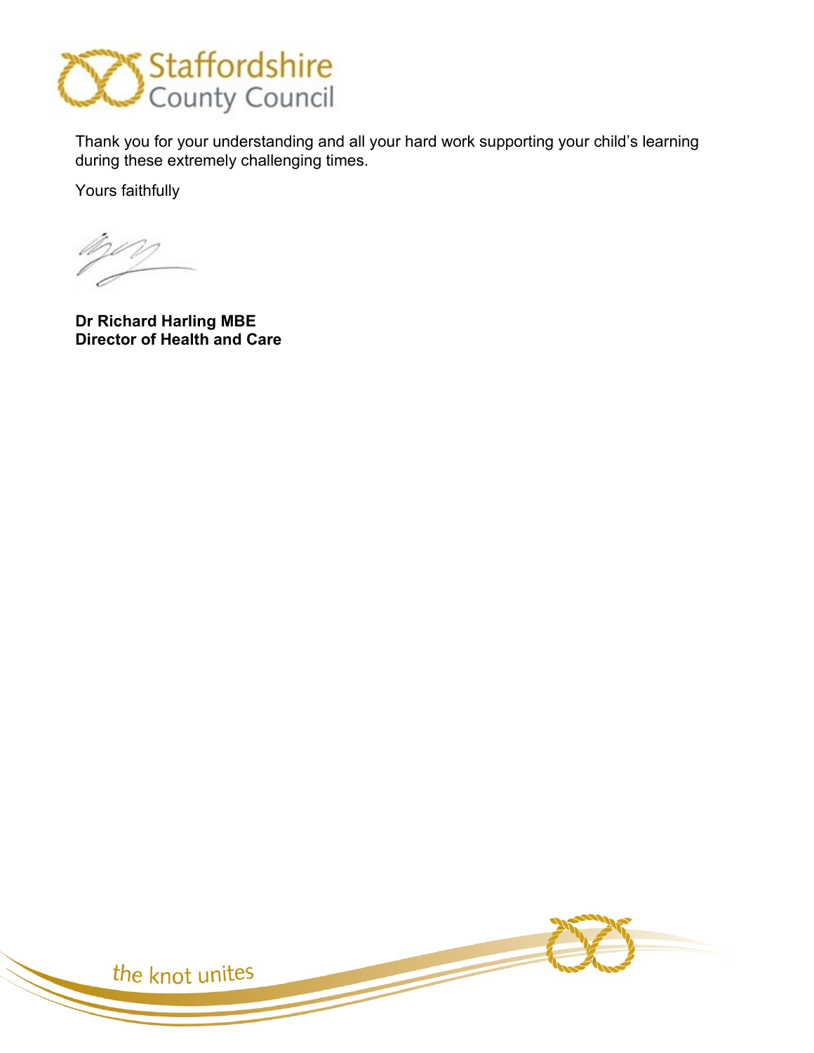Thank you for your understanding and all your hard work supporting your child's learning during these extremely challenging times.

Yours faithfully

**Dr Richard Harling MBE**
**Director of Health and Care**